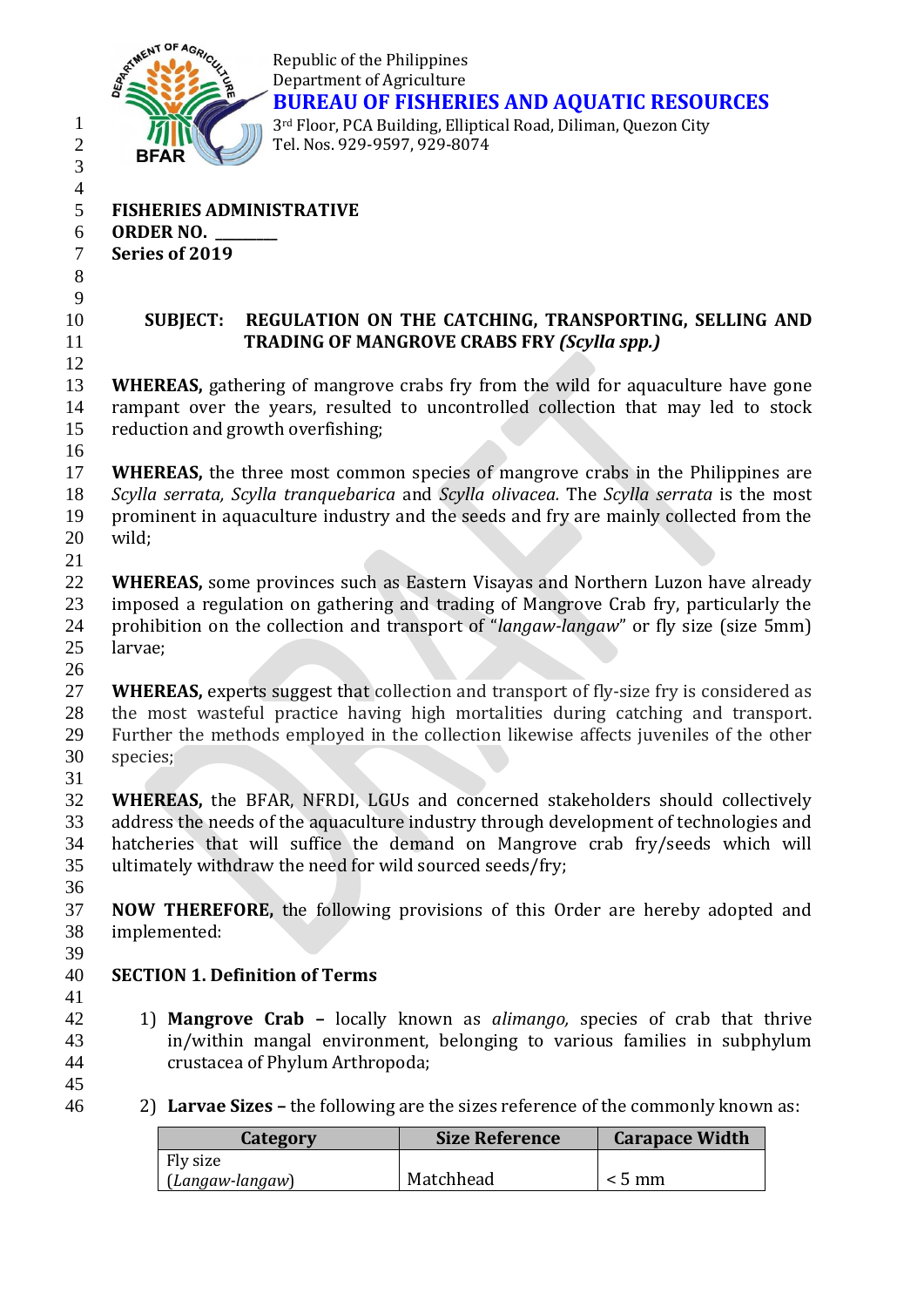Republic of the Philippines
Department of Agriculture
**BUREAU OF FISHERIES AND AQUATIC RESOURCES**
3rd Floor, PCA Building, Elliptical Road, Diliman, Quezon City
Tel. Nos. 929-9597, 929-8074

**FISHERIES ADMINISTRATIVE ORDER NO. \_\_\_\_\_\_\_\_**
**Series of 2019**

**SUBJECT: REGULATION ON THE CATCHING, TRANSPORTING, SELLING AND TRADING OF MANGROVE CRABS FRY *(Scylla spp.)***

**WHEREAS,** gathering of mangrove crabs fry from the wild for aquaculture have gone rampant over the years, resulted to uncontrolled collection that may led to stock reduction and growth overfishing;

**WHEREAS,** the three most common species of mangrove crabs in the Philippines are *Scylla serrata, Scylla tranquebarica* and *Scylla olivacea.* The *Scylla serrata* is the most prominent in aquaculture industry and the seeds and fry are mainly collected from the wild;

**WHEREAS,** some provinces such as Eastern Visayas and Northern Luzon have already imposed a regulation on gathering and trading of Mangrove Crab fry, particularly the prohibition on the collection and transport of "*langaw-langaw*" or fly size (size 5mm) larvae;

**WHEREAS,** experts suggest that collection and transport of fly-size fry is considered as the most wasteful practice having high mortalities during catching and transport. Further the methods employed in the collection likewise affects juveniles of the other species;

**WHEREAS,** the BFAR, NFRDI, LGUs and concerned stakeholders should collectively address the needs of the aquaculture industry through development of technologies and hatcheries that will suffice the demand on Mangrove crab fry/seeds which will ultimately withdraw the need for wild sourced seeds/fry;

**NOW THEREFORE,** the following provisions of this Order are hereby adopted and implemented:

## SECTION 1. Definition of Terms

1) **Mangrove Crab –** locally known as *alimango,* species of crab that thrive in/within mangal environment, belonging to various families in subphylum crustacea of Phylum Arthropoda;

2) **Larvae Sizes –** the following are the sizes reference of the commonly known as:

| Category | Size Reference | Carapace Width |
|---|---|---|
| Fly size (*Langaw-langaw*) | Matchhead | < 5 mm |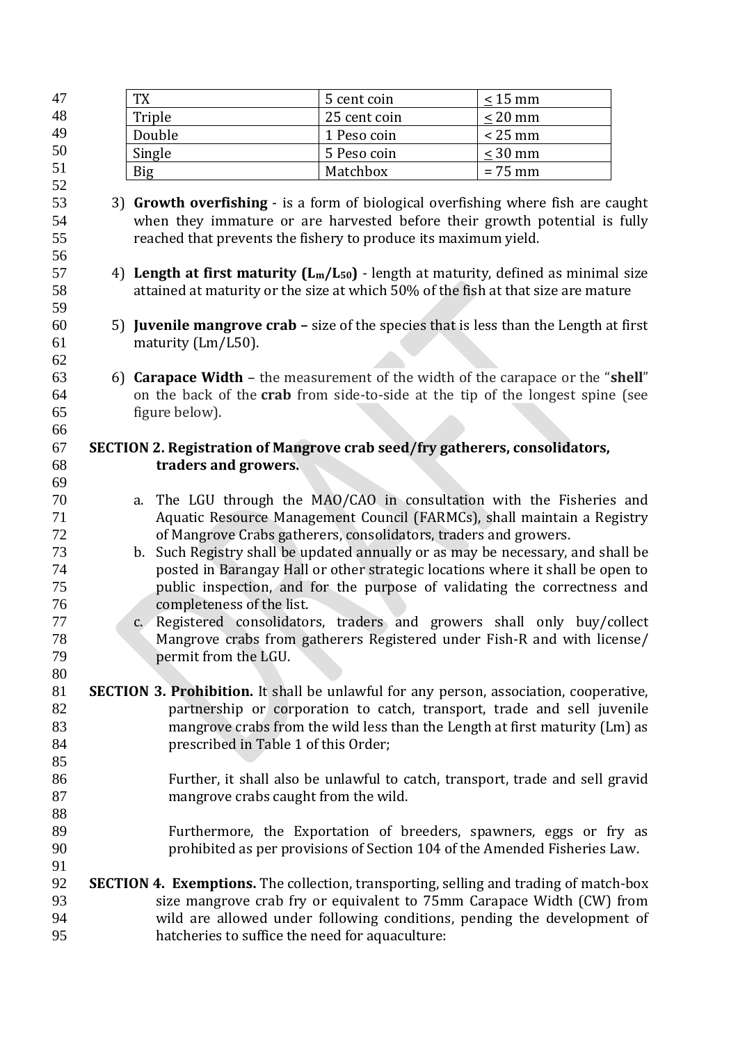| TX | 5 cent coin | ≤ 15 mm |
|---|---|---|
| Triple | 25 cent coin | ≤ 20 mm |
| Double | 1 Peso coin | < 25 mm |
| Single | 5 Peso coin | ≤ 30 mm |
| Big | Matchbox | = 75 mm |

3) **Growth overfishing** - is a form of biological overfishing where fish are caught when they immature or are harvested before their growth potential is fully reached that prevents the fishery to produce its maximum yield.

4) **Length at first maturity ($L_m$/$L_{50}$)** - length at maturity, defined as minimal size attained at maturity or the size at which 50% of the fish at that size are mature

5) **Juvenile mangrove crab –** size of the species that is less than the Length at first maturity (Lm/L50).

6) **Carapace Width** – the measurement of the width of the carapace or the "**shell**" on the back of the **crab** from side-to-side at the tip of the longest spine (see figure below).

**SECTION 2. Registration of Mangrove crab seed/fry gatherers, consolidators, traders and growers.**

a. The LGU through the MAO/CAO in consultation with the Fisheries and Aquatic Resource Management Council (FARMCs), shall maintain a Registry of Mangrove Crabs gatherers, consolidators, traders and growers.
b. Such Registry shall be updated annually or as may be necessary, and shall be posted in Barangay Hall or other strategic locations where it shall be open to public inspection, and for the purpose of validating the correctness and completeness of the list.
c. Registered consolidators, traders and growers shall only buy/collect Mangrove crabs from gatherers Registered under Fish-R and with license/ permit from the LGU.

**SECTION 3. Prohibition.** It shall be unlawful for any person, association, cooperative, partnership or corporation to catch, transport, trade and sell juvenile mangrove crabs from the wild less than the Length at first maturity (Lm) as prescribed in Table 1 of this Order;

Further, it shall also be unlawful to catch, transport, trade and sell gravid mangrove crabs caught from the wild.

Furthermore, the Exportation of breeders, spawners, eggs or fry as prohibited as per provisions of Section 104 of the Amended Fisheries Law.

**SECTION 4. Exemptions.** The collection, transporting, selling and trading of match-box size mangrove crab fry or equivalent to 75mm Carapace Width (CW) from wild are allowed under following conditions, pending the development of hatcheries to suffice the need for aquaculture: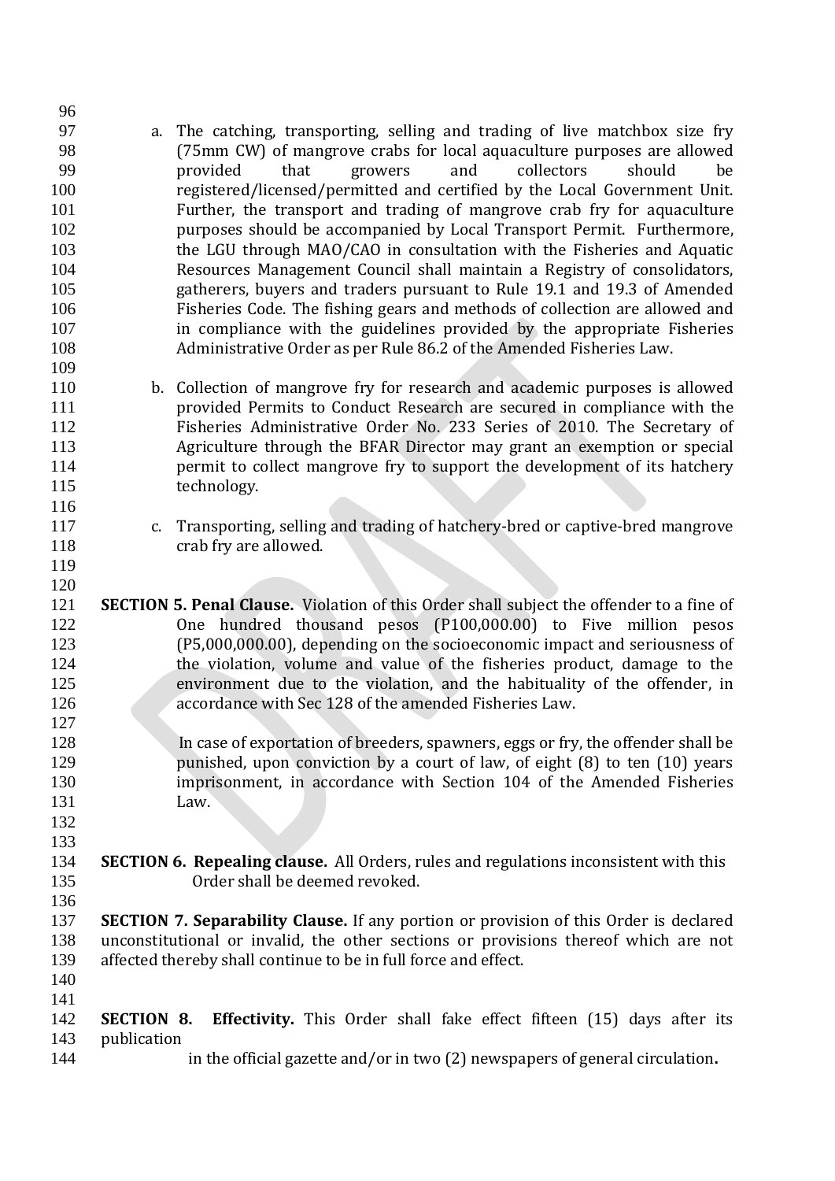a. The catching, transporting, selling and trading of live matchbox size fry (75mm CW) of mangrove crabs for local aquaculture purposes are allowed provided that growers and collectors should be registered/licensed/permitted and certified by the Local Government Unit. Further, the transport and trading of mangrove crab fry for aquaculture purposes should be accompanied by Local Transport Permit. Furthermore, the LGU through MAO/CAO in consultation with the Fisheries and Aquatic Resources Management Council shall maintain a Registry of consolidators, gatherers, buyers and traders pursuant to Rule 19.1 and 19.3 of Amended Fisheries Code. The fishing gears and methods of collection are allowed and in compliance with the guidelines provided by the appropriate Fisheries Administrative Order as per Rule 86.2 of the Amended Fisheries Law.

b. Collection of mangrove fry for research and academic purposes is allowed provided Permits to Conduct Research are secured in compliance with the Fisheries Administrative Order No. 233 Series of 2010. The Secretary of Agriculture through the BFAR Director may grant an exemption or special permit to collect mangrove fry to support the development of its hatchery technology.

c. Transporting, selling and trading of hatchery-bred or captive-bred mangrove crab fry are allowed.

**SECTION 5. Penal Clause.** Violation of this Order shall subject the offender to a fine of One hundred thousand pesos (P100,000.00) to Five million pesos (P5,000,000.00), depending on the socioeconomic impact and seriousness of the violation, volume and value of the fisheries product, damage to the environment due to the violation, and the habituality of the offender, in accordance with Sec 128 of the amended Fisheries Law.

In case of exportation of breeders, spawners, eggs or fry, the offender shall be punished, upon conviction by a court of law, of eight (8) to ten (10) years imprisonment, in accordance with Section 104 of the Amended Fisheries Law.

**SECTION 6. Repealing clause.** All Orders, rules and regulations inconsistent with this Order shall be deemed revoked.

**SECTION 7. Separability Clause.** If any portion or provision of this Order is declared unconstitutional or invalid, the other sections or provisions thereof which are not affected thereby shall continue to be in full force and effect.

**SECTION 8. Effectivity.** This Order shall fake effect fifteen (15) days after its publication in the official gazette and/or in two (2) newspapers of general circulation**.**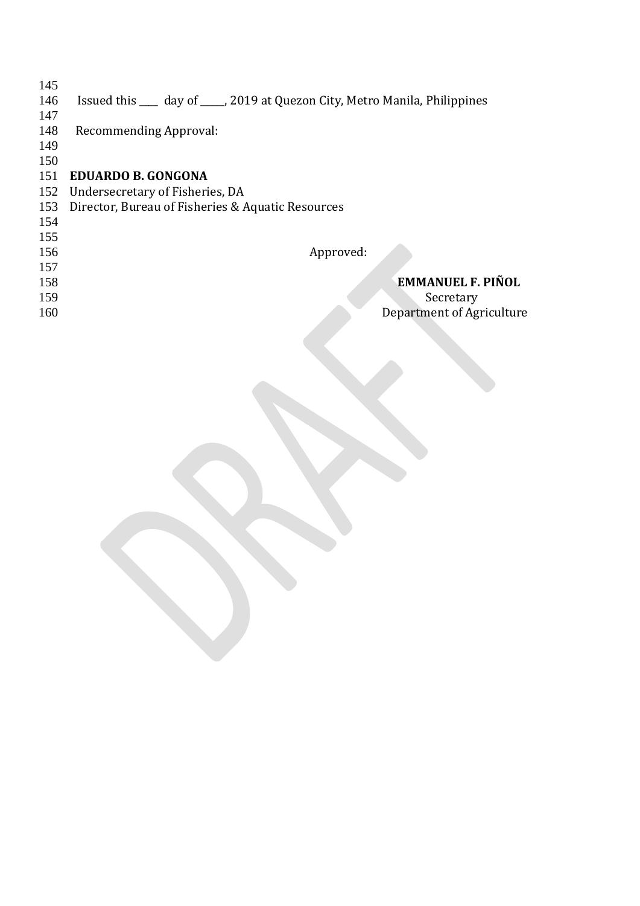Issued this ____ day of _____, 2019 at Quezon City, Metro Manila, Philippines

Recommending Approval:

**EDUARDO B. GONGONA**
Undersecretary of Fisheries, DA
Director, Bureau of Fisheries & Aquatic Resources

Approved:

**EMMANUEL F. PIÑOL**
Secretary
Department of Agriculture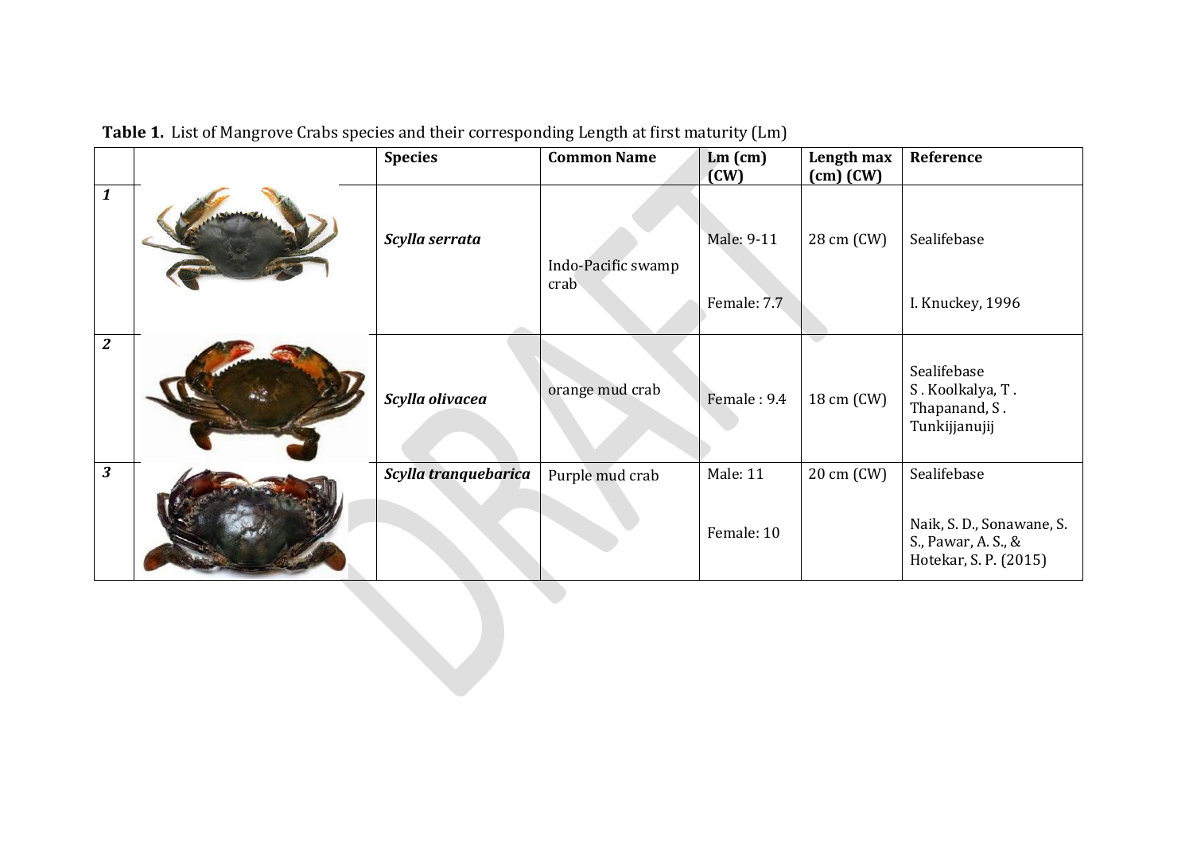**Table 1.** List of Mangrove Crabs species and their corresponding Length at first maturity (Lm)

| | | Species | Common Name | Lm (cm) (CW) | Length max (cm) (CW) | Reference |
|---|---|---|---|---|---|---|
| ***1*** | | ***Scylla serrata*** | Indo-Pacific swamp crab | Male: 9-11<br>Female: 7.7 | 28 cm (CW) | Sealifebase<br>I. Knuckey, 1996 |
| ***2*** | | ***Scylla olivacea*** | orange mud crab | Female : 9.4 | 18 cm (CW) | Sealifebase<br>S . Koolkalya, T . Thapanand, S . Tunkijjanujij |
| ***3*** | | ***Scylla tranquebarica*** | Purple mud crab | Male: 11<br>Female: 10 | 20 cm (CW) | Sealifebase<br>Naik, S. D., Sonawane, S. S., Pawar, A. S., & Hotekar, S. P. (2015) |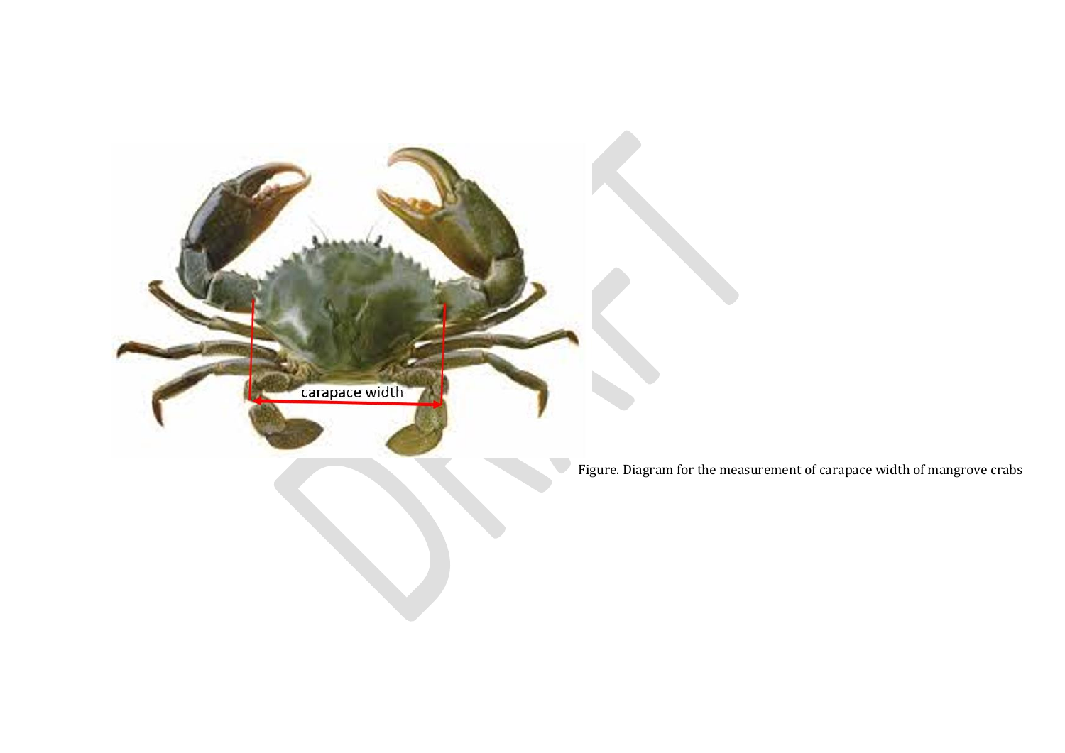carapace width

Figure. Diagram for the measurement of carapace width of mangrove crabs